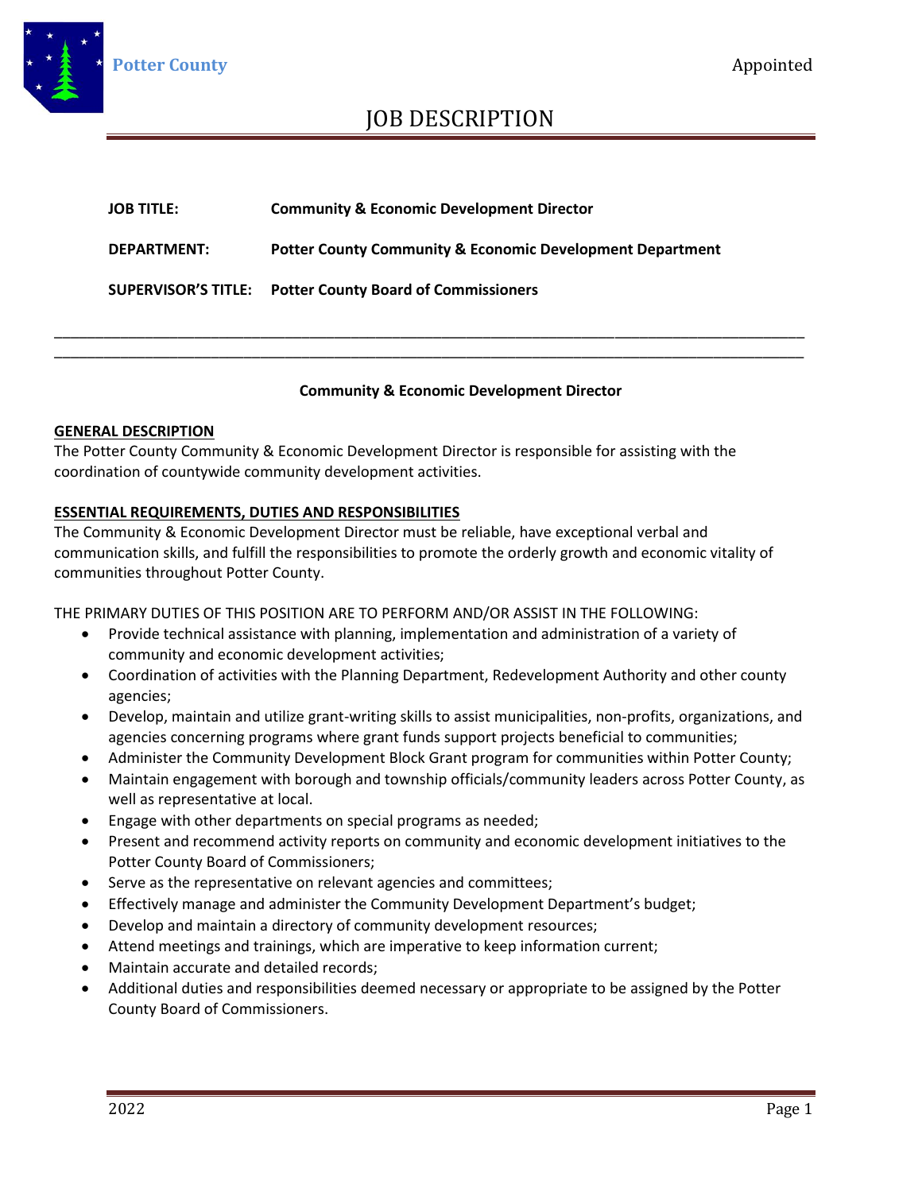Potter County

Appointed

# JOB DESCRIPTION

**JOB TITLE:** **Community & Economic Development Director**

**DEPARTMENT:** **Potter County Community & Economic Development Department**

**SUPERVISOR'S TITLE:** **Potter County Board of Commissioners**

---

**Community & Economic Development Director**

## GENERAL DESCRIPTION

The Potter County Community & Economic Development Director is responsible for assisting with the coordination of countywide community development activities.

## ESSENTIAL REQUIREMENTS, DUTIES AND RESPONSIBILITIES

The Community & Economic Development Director must be reliable, have exceptional verbal and communication skills, and fulfill the responsibilities to promote the orderly growth and economic vitality of communities throughout Potter County.

THE PRIMARY DUTIES OF THIS POSITION ARE TO PERFORM AND/OR ASSIST IN THE FOLLOWING:

- Provide technical assistance with planning, implementation and administration of a variety of community and economic development activities;
- Coordination of activities with the Planning Department, Redevelopment Authority and other county agencies;
- Develop, maintain and utilize grant-writing skills to assist municipalities, non-profits, organizations, and agencies concerning programs where grant funds support projects beneficial to communities;
- Administer the Community Development Block Grant program for communities within Potter County;
- Maintain engagement with borough and township officials/community leaders across Potter County, as well as representative at local.
- Engage with other departments on special programs as needed;
- Present and recommend activity reports on community and economic development initiatives to the Potter County Board of Commissioners;
- Serve as the representative on relevant agencies and committees;
- Effectively manage and administer the Community Development Department's budget;
- Develop and maintain a directory of community development resources;
- Attend meetings and trainings, which are imperative to keep information current;
- Maintain accurate and detailed records;
- Additional duties and responsibilities deemed necessary or appropriate to be assigned by the Potter County Board of Commissioners.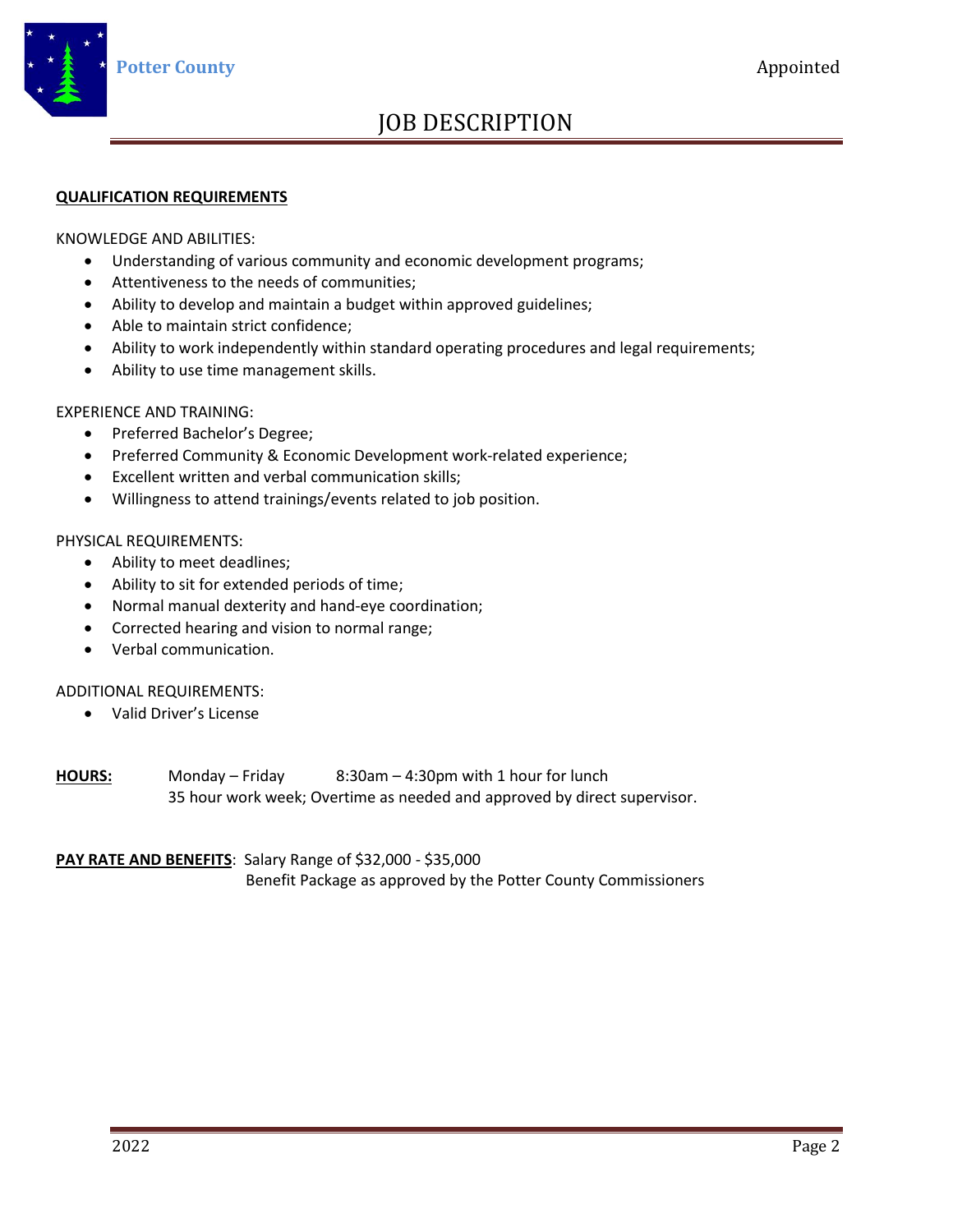## QUALIFICATION REQUIREMENTS

KNOWLEDGE AND ABILITIES:

- Understanding of various community and economic development programs;
- Attentiveness to the needs of communities;
- Ability to develop and maintain a budget within approved guidelines;
- Able to maintain strict confidence;
- Ability to work independently within standard operating procedures and legal requirements;
- Ability to use time management skills.

EXPERIENCE AND TRAINING:

- Preferred Bachelor's Degree;
- Preferred Community & Economic Development work-related experience;
- Excellent written and verbal communication skills;
- Willingness to attend trainings/events related to job position.

PHYSICAL REQUIREMENTS:

- Ability to meet deadlines;
- Ability to sit for extended periods of time;
- Normal manual dexterity and hand-eye coordination;
- Corrected hearing and vision to normal range;
- Verbal communication.

ADDITIONAL REQUIREMENTS:

- Valid Driver's License

**HOURS:** Monday – Friday 8:30am – 4:30pm with 1 hour for lunch
35 hour work week; Overtime as needed and approved by direct supervisor.

**PAY RATE AND BENEFITS**: Salary Range of $32,000 - $35,000
Benefit Package as approved by the Potter County Commissioners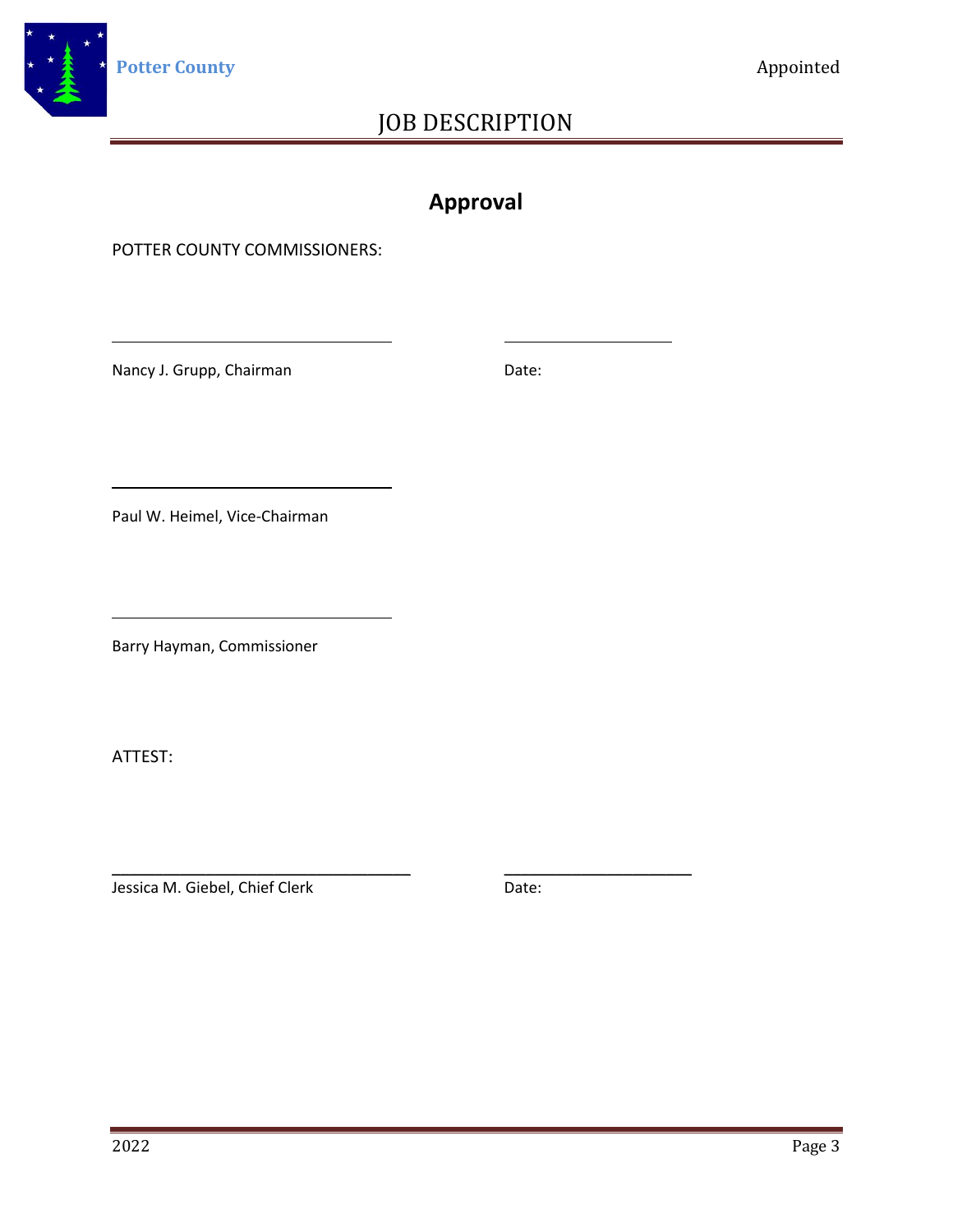## Approval

POTTER COUNTY COMMISSIONERS:

\_\_\_\_\_\_\_\_\_\_\_\_\_\_\_\_\_\_\_\_\_\_\_\_\_\_\_\_\_\_ \_\_\_\_\_\_\_\_\_\_\_\_\_\_\_\_\_\_

Nancy J. Grupp, Chairman Date:

\_\_\_\_\_\_\_\_\_\_\_\_\_\_\_\_\_\_\_\_\_\_\_\_\_\_\_\_\_\_

Paul W. Heimel, Vice-Chairman

\_\_\_\_\_\_\_\_\_\_\_\_\_\_\_\_\_\_\_\_\_\_\_\_\_\_\_\_\_\_

Barry Hayman, Commissioner

ATTEST:

\_\_\_\_\_\_\_\_\_\_\_\_\_\_\_\_\_\_\_\_\_\_\_\_\_\_\_\_\_\_ \_\_\_\_\_\_\_\_\_\_\_\_\_\_\_\_\_\_

Jessica M. Giebel, Chief Clerk Date: